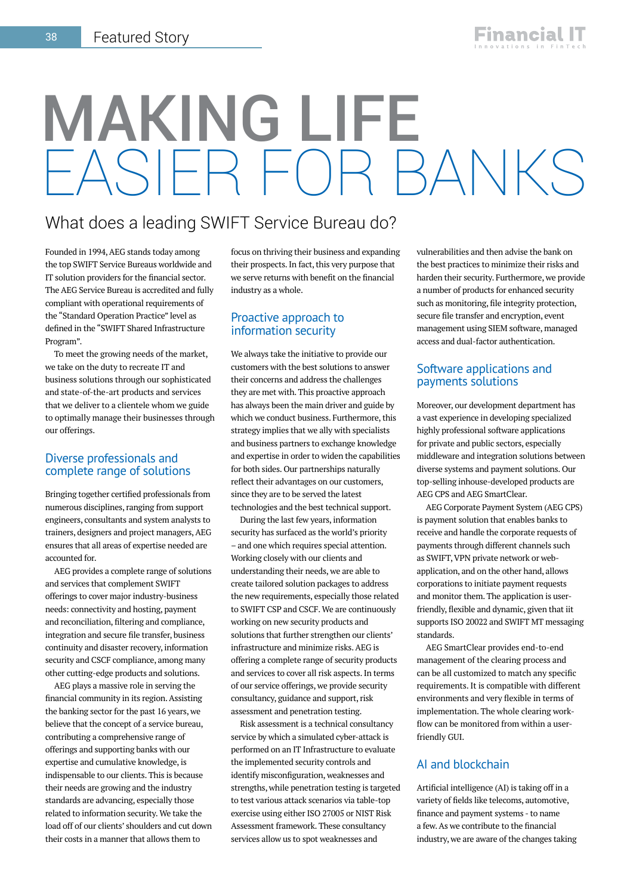# MAKING LIFE EASIER FOR BANKS

## What does a leading SWIFT Service Bureau do?

Founded in 1994, AEG stands today among the top SWIFT Service Bureaus worldwide and IT solution providers for the financial sector. The AEG Service Bureau is accredited and fully compliant with operational requirements of the "Standard Operation Practice" level as defined in the "SWIFT Shared Infrastructure Program".

To meet the growing needs of the market, we take on the duty to recreate IT and business solutions through our sophisticated and state-of-the-art products and services that we deliver to a clientele whom we guide to optimally manage their businesses through our offerings.

### Diverse professionals and complete range of solutions

Bringing together certified professionals from numerous disciplines, ranging from support engineers, consultants and system analysts to trainers, designers and project managers, AEG ensures that all areas of expertise needed are accounted for.

AEG provides a complete range of solutions and services that complement SWIFT offerings to cover major industry-business needs: connectivity and hosting, payment and reconciliation, filtering and compliance, integration and secure file transfer, business continuity and disaster recovery, information security and CSCF compliance, among many other cutting-edge products and solutions.

AEG plays a massive role in serving the financial community in its region. Assisting the banking sector for the past 16 years, we believe that the concept of a service bureau, contributing a comprehensive range of offerings and supporting banks with our expertise and cumulative knowledge, is indispensable to our clients. This is because their needs are growing and the industry standards are advancing, especially those related to information security. We take the load off of our clients' shoulders and cut down their costs in a manner that allows them to focus on thriving their business and expanding their prospects. In fact, this very purpose that we serve returns with benefit on the financial industry as a whole.

### Proactive approach to information security

We always take the initiative to provide our customers with the best solutions to answer their concerns and address the challenges they are met with. This proactive approach has always been the main driver and guide by which we conduct business. Furthermore, this strategy implies that we ally with specialists and business partners to exchange knowledge and expertise in order to widen the capabilities for both sides. Our partnerships naturally reflect their advantages on our customers, since they are to be served the latest technologies and the best technical support.

During the last few years, information security has surfaced as the world's priority – and one which requires special attention. Working closely with our clients and understanding their needs, we are able to create tailored solution packages to address the new requirements, especially those related to SWIFT CSP and CSCF. We are continuously working on new security products and solutions that further strengthen our clients' infrastructure and minimize risks. AEG is offering a complete range of security products and services to cover all risk aspects. In terms of our service offerings, we provide security consultancy, guidance and support, risk assessment and penetration testing.

Risk assessment is a technical consultancy service by which a simulated cyber-attack is performed on an IT Infrastructure to evaluate the implemented security controls and identify misconfiguration, weaknesses and strengths, while penetration testing is targeted to test various attack scenarios via table-top exercise using either ISO 27005 or NIST Risk Assessment framework. These consultancy services allow us to spot weaknesses and vulnerabilities and then advise the bank on the best practices to minimize their risks and harden their security. Furthermore, we provide a number of products for enhanced security such as monitoring, file integrity protection, secure file transfer and encryption, event management using SIEM software, managed access and dual-factor authentication.

### Software applications and payments solutions

Moreover, our development department has a vast experience in developing specialized highly professional software applications for private and public sectors, especially middleware and integration solutions between diverse systems and payment solutions. Our top-selling inhouse-developed products are AEG CPS and AEG SmartClear.

AEG Corporate Payment System (AEG CPS) is payment solution that enables banks to receive and handle the corporate requests of payments through different channels such as SWIFT, VPN private network or web-application, and on the other hand, allows corporations to initiate payment requests and monitor them. The application is user-friendly, flexible and dynamic, given that iit supports ISO 20022 and SWIFT MT messaging standards.

AEG SmartClear provides end-to-end management of the clearing process and can be all customized to match any specific requirements. It is compatible with different environments and very flexible in terms of implementation. The whole clearing work-flow can be monitored from within a user-friendly GUI.

### AI and blockchain

Artificial intelligence (AI) is taking off in a variety of fields like telecoms, automotive, finance and payment systems - to name a few. As we contribute to the financial industry, we are aware of the changes taking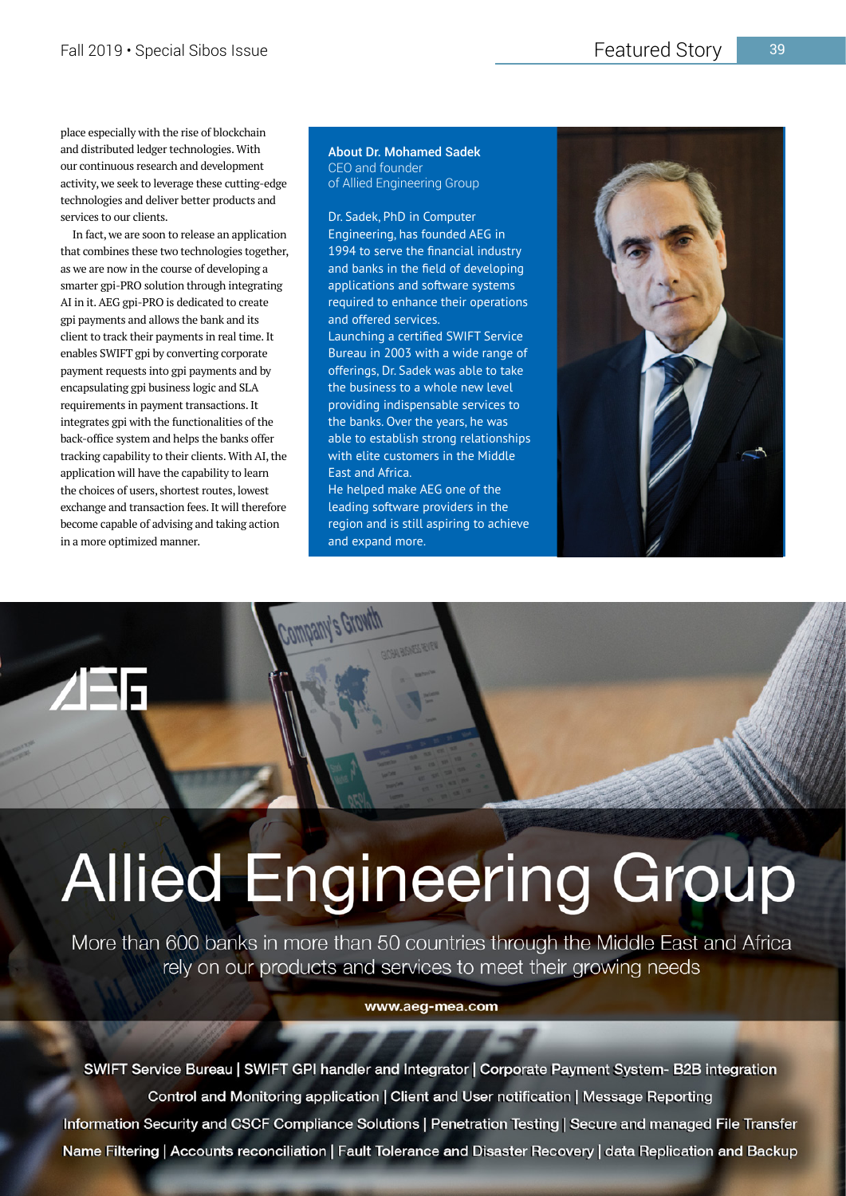place especially with the rise of blockchain and distributed ledger technologies. With our continuous research and development activity, we seek to leverage these cutting-edge technologies and deliver better products and services to our clients.

In fact, we are soon to release an application that combines these two technologies together, as we are now in the course of developing a smarter gpi-PRO solution through integrating AI in it. AEG gpi-PRO is dedicated to create gpi payments and allows the bank and its client to track their payments in real time. It enables SWIFT gpi by converting corporate payment requests into gpi payments and by encapsulating gpi business logic and SLA requirements in payment transactions. It integrates gpi with the functionalities of the back-office system and helps the banks offer tracking capability to their clients. With AI, the application will have the capability to learn the choices of users, shortest routes, lowest exchange and transaction fees. It will therefore become capable of advising and taking action in a more optimized manner.

**About Dr. Mohamed Sadek**
CEO and founder
of Allied Engineering Group

Dr. Sadek, PhD in Computer Engineering, has founded AEG in 1994 to serve the financial industry and banks in the field of developing applications and software systems required to enhance their operations and offered services.
Launching a certified SWIFT Service Bureau in 2003 with a wide range of offerings, Dr. Sadek was able to take the business to a whole new level providing indispensable services to the banks. Over the years, he was able to establish strong relationships with elite customers in the Middle East and Africa.
He helped make AEG one of the leading software providers in the region and is still aspiring to achieve and expand more.

AEG

# Allied Engineering Group

More than 600 banks in more than 50 countries through the Middle East and Africa rely on our products and services to meet their growing needs

www.aeg-mea.com

SWIFT Service Bureau | SWIFT GPI handler and Integrator | Corporate Payment System- B2B integration
Control and Monitoring application | Client and User notification | Message Reporting
Information Security and CSCF Compliance Solutions | Penetration Testing | Secure and managed File Transfer
Name Filtering | Accounts reconciliation | Fault Tolerance and Disaster Recovery | data Replication and Backup